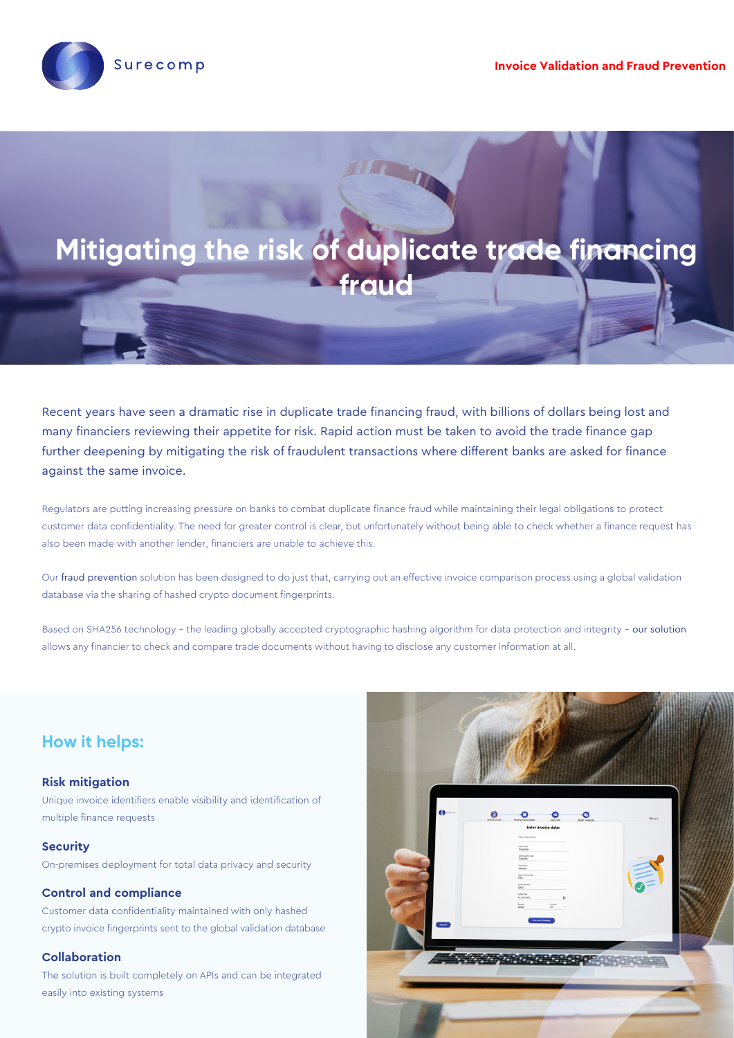Surecomp

**Invoice Validation and Fraud Prevention**

# Mitigating the risk of duplicate trade financing fraud

Recent years have seen a dramatic rise in duplicate trade financing fraud, with billions of dollars being lost and many financiers reviewing their appetite for risk. Rapid action must be taken to avoid the trade finance gap further deepening by mitigating the risk of fraudulent transactions where different banks are asked for finance against the same invoice.

Regulators are putting increasing pressure on banks to combat duplicate finance fraud while maintaining their legal obligations to protect customer data confidentiality. The need for greater control is clear, but unfortunately without being able to check whether a finance request has also been made with another lender, financiers are unable to achieve this.

Our fraud prevention solution has been designed to do just that, carrying out an effective invoice comparison process using a global validation database via the sharing of hashed crypto document fingerprints.

Based on SHA256 technology – the leading globally accepted cryptographic hashing algorithm for data protection and integrity – our solution allows any financier to check and compare trade documents without having to disclose any customer information at all.

## How it helps:

### Risk mitigation

Unique invoice identifiers enable visibility and identification of multiple finance requests

### Security

On-premises deployment for total data privacy and security

### Control and compliance

Customer data confidentiality maintained with only hashed crypto invoice fingerprints sent to the global validation database

### Collaboration

The solution is built completely on APIs and can be integrated easily into existing systems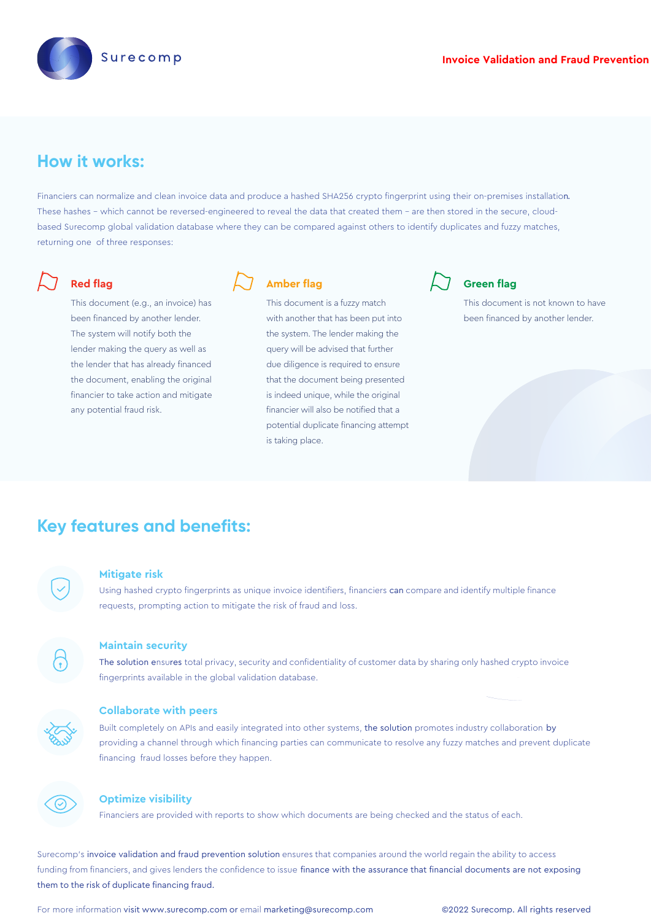## How it works:

Financiers can normalize and clean invoice data and produce a hashed SHA256 crypto fingerprint using their on-premises installation. These hashes – which cannot be reversed-engineered to reveal the data that created them – are then stored in the secure, cloud-based Surecomp global validation database where they can be compared against others to identify duplicates and fuzzy matches, returning one of three responses:

### Red flag

This document (e.g., an invoice) has been financed by another lender. The system will notify both the lender making the query as well as the lender that has already financed the document, enabling the original financier to take action and mitigate any potential fraud risk.

### Amber flag

This document is a fuzzy match with another that has been put into the system. The lender making the query will be advised that further due diligence is required to ensure that the document being presented is indeed unique, while the original financier will also be notified that a potential duplicate financing attempt is taking place.

### Green flag

This document is not known to have been financed by another lender.

## Key features and benefits:

### Mitigate risk

Using hashed crypto fingerprints as unique invoice identifiers, financiers can compare and identify multiple finance requests, prompting action to mitigate the risk of fraud and loss.

### Maintain security

The solution ensures total privacy, security and confidentiality of customer data by sharing only hashed crypto invoice fingerprints available in the global validation database.

### Collaborate with peers

Built completely on APIs and easily integrated into other systems, the solution promotes industry collaboration by providing a channel through which financing parties can communicate to resolve any fuzzy matches and prevent duplicate financing fraud losses before they happen.

### Optimize visibility

Financiers are provided with reports to show which documents are being checked and the status of each.

Surecomp's invoice validation and fraud prevention solution ensures that companies around the world regain the ability to access funding from financiers, and gives lenders the confidence to issue finance with the assurance that financial documents are not exposing them to the risk of duplicate financing fraud.

For more information visit www.surecomp.com or email marketing@surecomp.com

©2022 Surecomp. All rights reserved